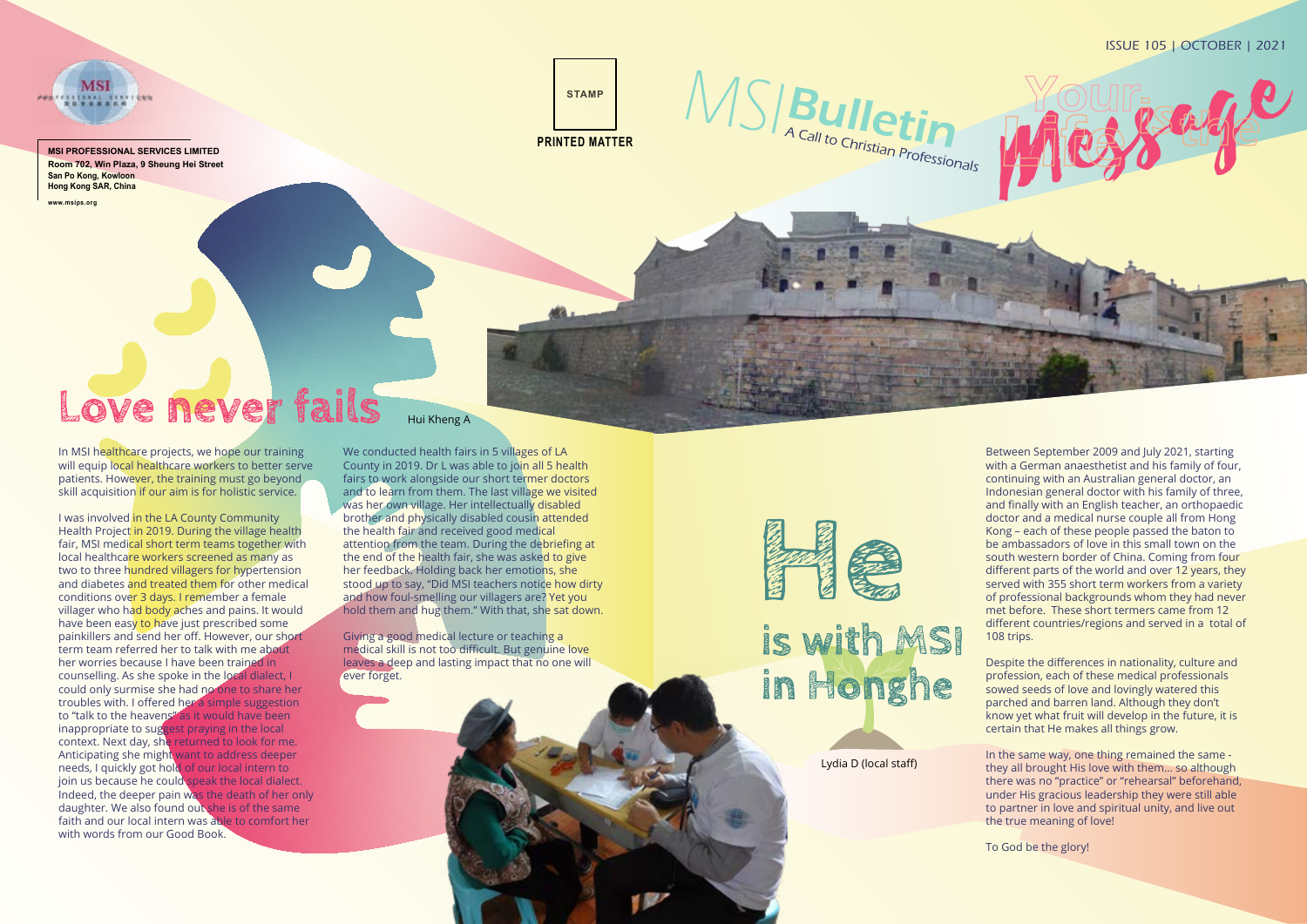MSI PROFESSIONAL SERVICES LIMITED
Room 702, Win Plaza, 9 Sheung Hei Street
San Po Kong, Kowloon
Hong Kong SAR, China

www.msips.org

STAMP

PRINTED MATTER

ISSUE 105 | OCTOBER | 2021

# MSI Bulletin

*A Call to Christian Professionals*

Your Lifestyle Message

# Love never fails

Hui Kheng A

In MSI healthcare projects, we hope our training will equip local healthcare workers to better serve patients. However, the training must go beyond skill acquisition if our aim is for holistic service.

I was involved in the LA County Community Health Project in 2019. During the village health fair, MSI medical short term teams together with local healthcare workers screened as many as two to three hundred villagers for hypertension and diabetes and treated them for other medical conditions over 3 days. I remember a female villager who had body aches and pains. It would have been easy to have just prescribed some painkillers and send her off. However, our short term team referred her to talk with me about her worries because I have been trained in counselling. As she spoke in the local dialect, I could only surmise she had no one to share her troubles with. I offered her a simple suggestion to "talk to the heavens" as it would have been inappropriate to suggest praying in the local context. Next day, she returned to look for me. Anticipating she might want to address deeper needs, I quickly got hold of our local intern to join us because he could speak the local dialect. Indeed, the deeper pain was the death of her only daughter. We also found out she is of the same faith and our local intern was able to comfort her with words from our Good Book.

We conducted health fairs in 5 villages of LA County in 2019. Dr L was able to join all 5 health fairs to work alongside our short termer doctors and to learn from them. The last village we visited was her own village. Her intellectually disabled brother and physically disabled cousin attended the health fair and received good medical attention from the team. During the debriefing at the end of the health fair, she was asked to give her feedback. Holding back her emotions, she stood up to say, "Did MSI teachers notice how dirty and how foul-smelling our villagers are? Yet you hold them and hug them." With that, she sat down.

Giving a good medical lecture or teaching a medical skill is not too difficult. But genuine love leaves a deep and lasting impact that no one will ever forget.

# He is with MSI in Honghe

Lydia D (local staff)

Between September 2009 and July 2021, starting with a German anaesthetist and his family of four, continuing with an Australian general doctor, an Indonesian general doctor with his family of three, and finally with an English teacher, an orthopaedic doctor and a medical nurse couple all from Hong Kong – each of these people passed the baton to be ambassadors of love in this small town on the south western border of China. Coming from four different parts of the world and over 12 years, they served with 355 short term workers from a variety of professional backgrounds whom they had never met before. These short termers came from 12 different countries/regions and served in a total of 108 trips.

Despite the differences in nationality, culture and profession, each of these medical professionals sowed seeds of love and lovingly watered this parched and barren land. Although they don't know yet what fruit will develop in the future, it is certain that He makes all things grow.

In the same way, one thing remained the same - they all brought His love with them... so although there was no "practice" or "rehearsal" beforehand, under His gracious leadership they were still able to partner in love and spiritual unity, and live out the true meaning of love!

To God be the glory!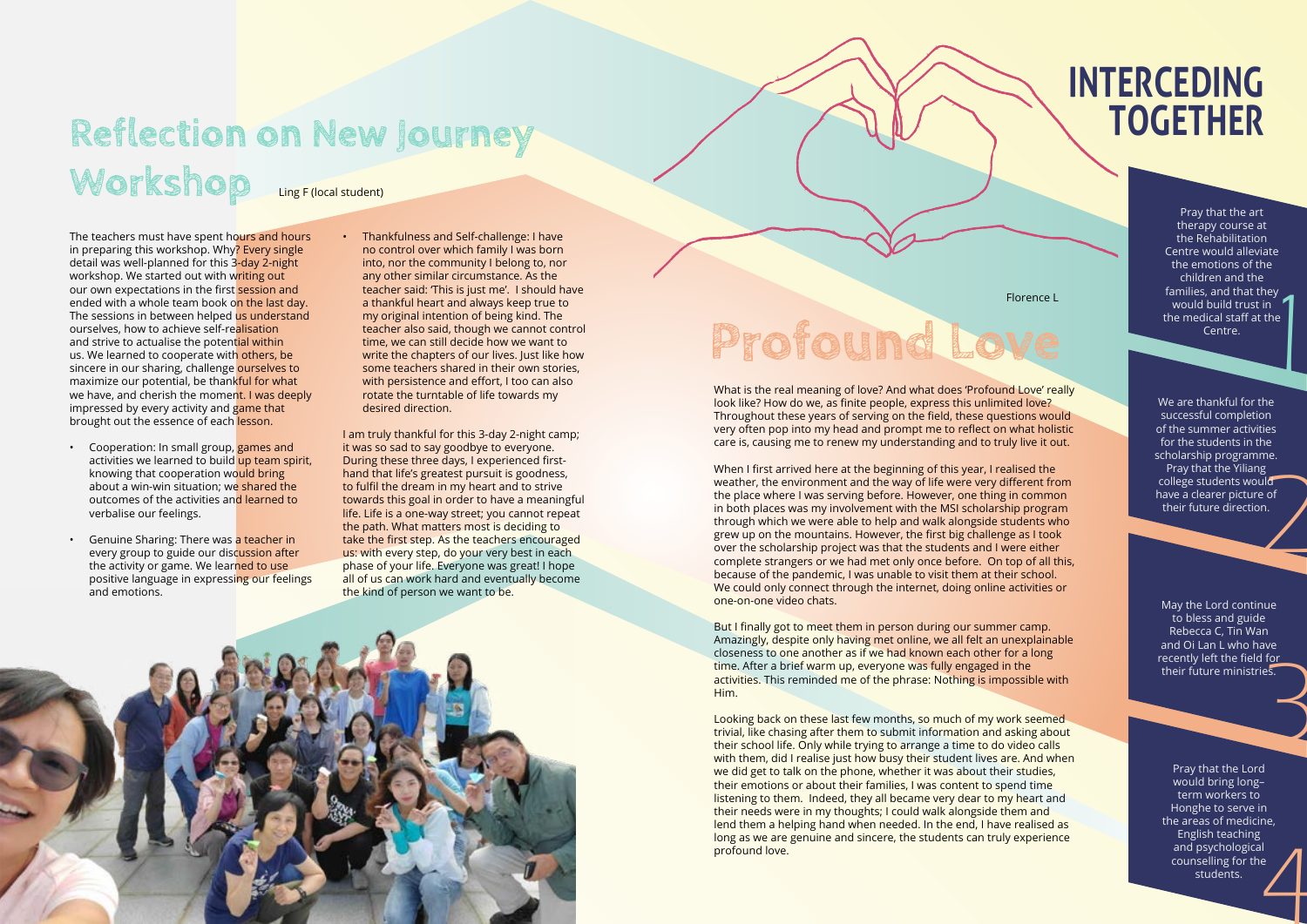# Reflection on New Journey Workshop

Ling F (local student)

The teachers must have spent hours and hours in preparing this workshop. Why? Every single detail was well-planned for this 3-day 2-night workshop. We started out with writing out our own expectations in the first session and ended with a whole team book on the last day. The sessions in between helped us understand ourselves, how to achieve self-realisation and strive to actualise the potential within us. We learned to cooperate with others, be sincere in our sharing, challenge ourselves to maximize our potential, be thankful for what we have, and cherish the moment. I was deeply impressed by every activity and game that brought out the essence of each lesson.

- Cooperation: In small group, games and activities we learned to build up team spirit, knowing that cooperation would bring about a win-win situation; we shared the outcomes of the activities and learned to verbalise our feelings.
- Genuine Sharing: There was a teacher in every group to guide our discussion after the activity or game. We learned to use positive language in expressing our feelings and emotions.
- Thankfulness and Self-challenge: I have no control over which family I was born into, nor the community I belong to, nor any other similar circumstance. As the teacher said: 'This is just me'. I should have a thankful heart and always keep true to my original intention of being kind. The teacher also said, though we cannot control time, we can still decide how we want to write the chapters of our lives. Just like how some teachers shared in their own stories, with persistence and effort, I too can also rotate the turntable of life towards my desired direction.

I am truly thankful for this 3-day 2-night camp; it was so sad to say goodbye to everyone. During these three days, I experienced first-hand that life's greatest pursuit is goodness, to fulfil the dream in my heart and to strive towards this goal in order to have a meaningful life. Life is a one-way street; you cannot repeat the path. What matters most is deciding to take the first step. As the teachers encouraged us: with every step, do your very best in each phase of your life. Everyone was great! I hope all of us can work hard and eventually become the kind of person we want to be.

# Profound Love

Florence L

What is the real meaning of love? And what does 'Profound Love' really look like? How do we, as finite people, express this unlimited love? Throughout these years of serving on the field, these questions would very often pop into my head and prompt me to reflect on what holistic care is, causing me to renew my understanding and to truly live it out.

When I first arrived here at the beginning of this year, I realised the weather, the environment and the way of life were very different from the place where I was serving before. However, one thing in common in both places was my involvement with the MSI scholarship program through which we were able to help and walk alongside students who grew up on the mountains. However, the first big challenge as I took over the scholarship project was that the students and I were either complete strangers or we had met only once before. On top of all this, because of the pandemic, I was unable to visit them at their school. We could only connect through the internet, doing online activities or one-on-one video chats.

But I finally got to meet them in person during our summer camp. Amazingly, despite only having met online, we all felt an unexplainable closeness to one another as if we had known each other for a long time. After a brief warm up, everyone was fully engaged in the activities. This reminded me of the phrase: Nothing is impossible with Him.

Looking back on these last few months, so much of my work seemed trivial, like chasing after them to submit information and asking about their school life. Only while trying to arrange a time to do video calls with them, did I realise just how busy their student lives are. And when we did get to talk on the phone, whether it was about their studies, their emotions or about their families, I was content to spend time listening to them. Indeed, they all became very dear to my heart and their needs were in my thoughts; I could walk alongside them and lend them a helping hand when needed. In the end, I have realised as long as we are genuine and sincere, the students can truly experience profound love.

# INTERCEDING TOGETHER

1. Pray that the art therapy course at the Rehabilitation Centre would alleviate the emotions of the children and the families, and that they would build trust in the medical staff at the Centre.

2. We are thankful for the successful completion of the summer activities for the students in the scholarship programme. Pray that the Yiliang college students would have a clearer picture of their future direction.

3. May the Lord continue to bless and guide Rebecca C, Tin Wan and Oi Lan L who have recently left the field for their future ministries.

4. Pray that the Lord would bring long–term workers to Honghe to serve in the areas of medicine, English teaching and psychological counselling for the students.